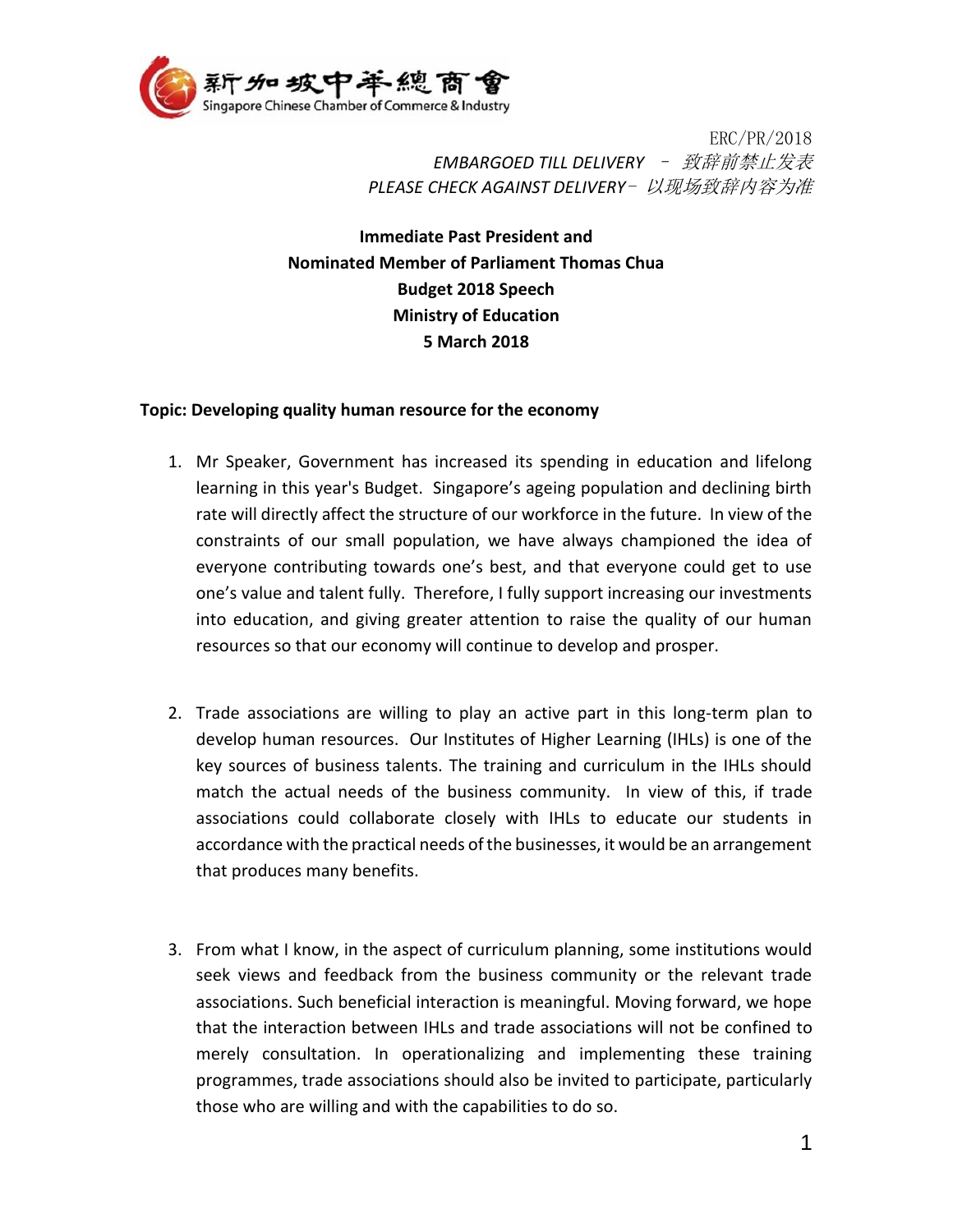新加坡中华总商会
Singapore Chinese Chamber of Commerce & Industry

ERC/PR/2018

*EMBARGOED TILL DELIVERY – 致辞前禁止发表*

*PLEASE CHECK AGAINST DELIVERY– 以现场致辞内容为准*

**Immediate Past President and**
**Nominated Member of Parliament Thomas Chua**
**Budget 2018 Speech**
**Ministry of Education**
**5 March 2018**

**Topic: Developing quality human resource for the economy**

1. Mr Speaker, Government has increased its spending in education and lifelong learning in this year's Budget. Singapore's ageing population and declining birth rate will directly affect the structure of our workforce in the future. In view of the constraints of our small population, we have always championed the idea of everyone contributing towards one's best, and that everyone could get to use one's value and talent fully. Therefore, I fully support increasing our investments into education, and giving greater attention to raise the quality of our human resources so that our economy will continue to develop and prosper.

2. Trade associations are willing to play an active part in this long-term plan to develop human resources. Our Institutes of Higher Learning (IHLs) is one of the key sources of business talents. The training and curriculum in the IHLs should match the actual needs of the business community. In view of this, if trade associations could collaborate closely with IHLs to educate our students in accordance with the practical needs of the businesses, it would be an arrangement that produces many benefits.

3. From what I know, in the aspect of curriculum planning, some institutions would seek views and feedback from the business community or the relevant trade associations. Such beneficial interaction is meaningful. Moving forward, we hope that the interaction between IHLs and trade associations will not be confined to merely consultation. In operationalizing and implementing these training programmes, trade associations should also be invited to participate, particularly those who are willing and with the capabilities to do so.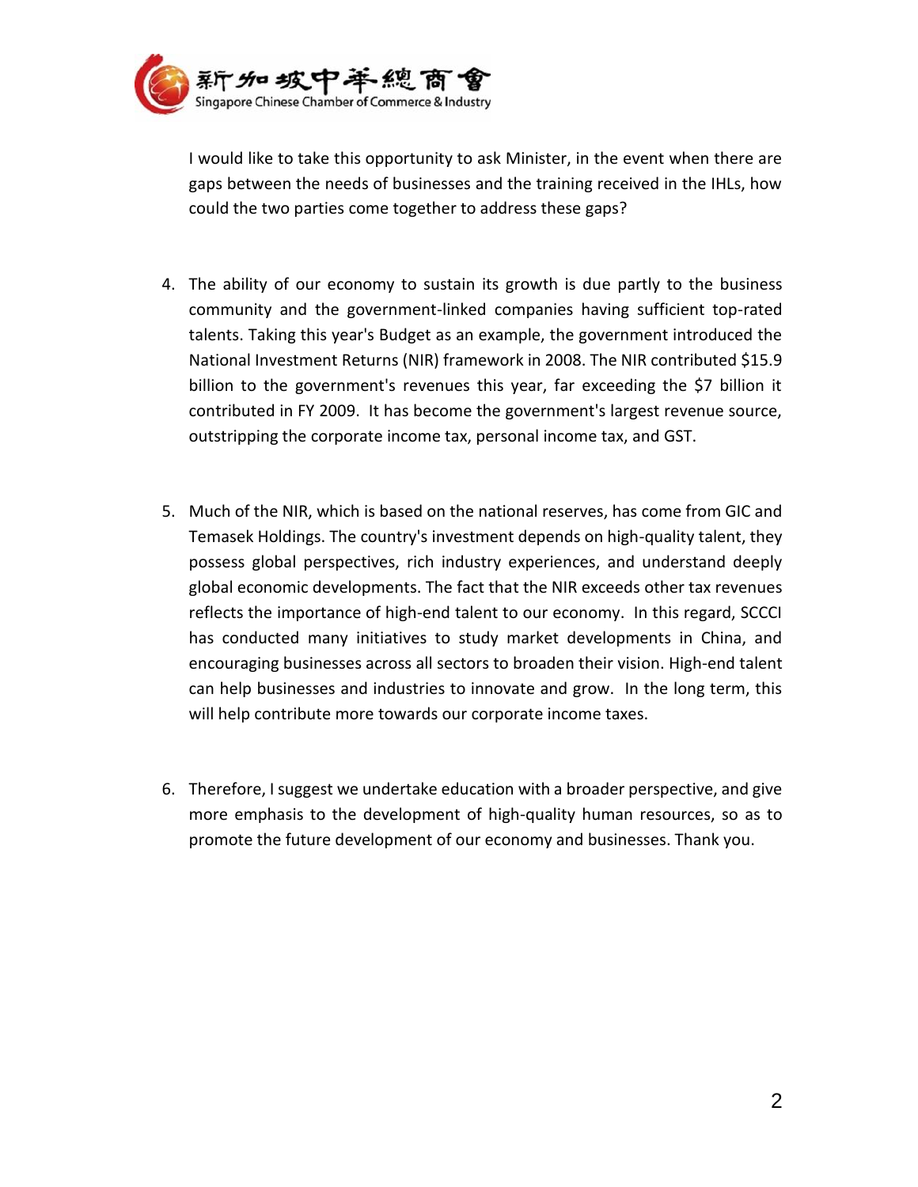I would like to take this opportunity to ask Minister, in the event when there are gaps between the needs of businesses and the training received in the IHLs, how could the two parties come together to address these gaps?

4. The ability of our economy to sustain its growth is due partly to the business community and the government-linked companies having sufficient top-rated talents. Taking this year's Budget as an example, the government introduced the National Investment Returns (NIR) framework in 2008. The NIR contributed $15.9 billion to the government's revenues this year, far exceeding the $7 billion it contributed in FY 2009. It has become the government's largest revenue source, outstripping the corporate income tax, personal income tax, and GST.

5. Much of the NIR, which is based on the national reserves, has come from GIC and Temasek Holdings. The country's investment depends on high-quality talent, they possess global perspectives, rich industry experiences, and understand deeply global economic developments. The fact that the NIR exceeds other tax revenues reflects the importance of high-end talent to our economy. In this regard, SCCCI has conducted many initiatives to study market developments in China, and encouraging businesses across all sectors to broaden their vision. High-end talent can help businesses and industries to innovate and grow. In the long term, this will help contribute more towards our corporate income taxes.

6. Therefore, I suggest we undertake education with a broader perspective, and give more emphasis to the development of high-quality human resources, so as to promote the future development of our economy and businesses. Thank you.